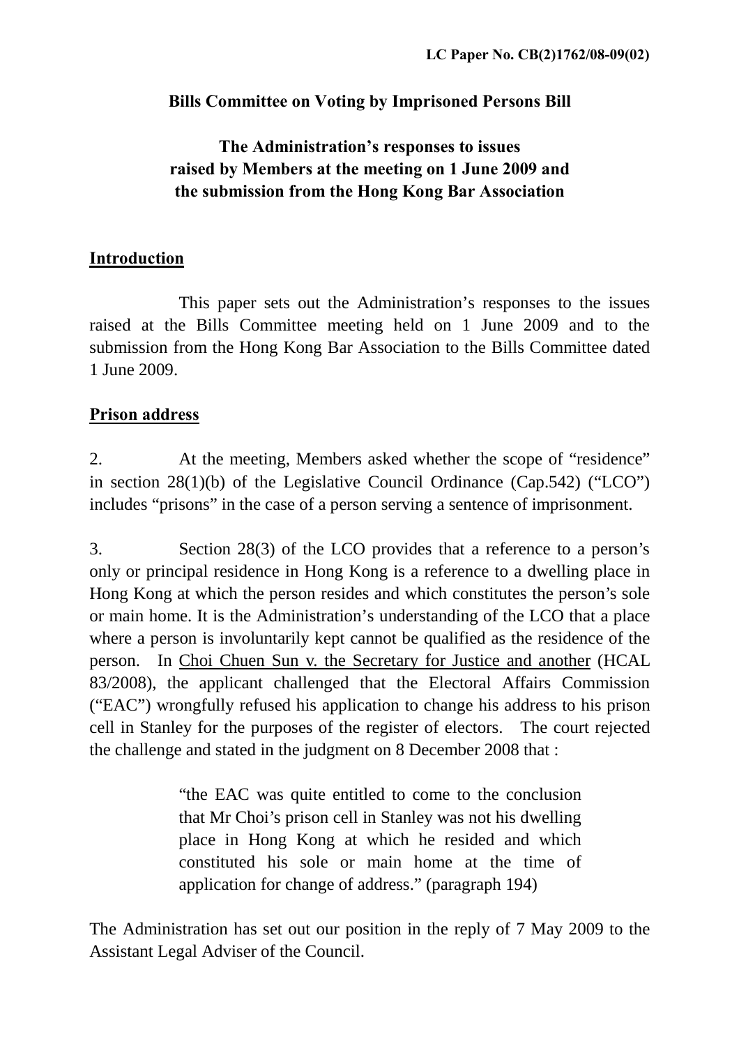**LC Paper No. CB(2)1762/08-09(02)**

**Bills Committee on Voting by Imprisoned Persons Bill**

**The Administration's responses to issues raised by Members at the meeting on 1 June 2009 and the submission from the Hong Kong Bar Association**

## Introduction

This paper sets out the Administration's responses to the issues raised at the Bills Committee meeting held on 1 June 2009 and to the submission from the Hong Kong Bar Association to the Bills Committee dated 1 June 2009.

## Prison address

2. At the meeting, Members asked whether the scope of "residence" in section 28(1)(b) of the Legislative Council Ordinance (Cap.542) ("LCO") includes "prisons" in the case of a person serving a sentence of imprisonment.

3. Section 28(3) of the LCO provides that a reference to a person's only or principal residence in Hong Kong is a reference to a dwelling place in Hong Kong at which the person resides and which constitutes the person's sole or main home. It is the Administration's understanding of the LCO that a place where a person is involuntarily kept cannot be qualified as the residence of the person. In Choi Chuen Sun v. the Secretary for Justice and another (HCAL 83/2008), the applicant challenged that the Electoral Affairs Commission ("EAC") wrongfully refused his application to change his address to his prison cell in Stanley for the purposes of the register of electors. The court rejected the challenge and stated in the judgment on 8 December 2008 that :

> "the EAC was quite entitled to come to the conclusion that Mr Choi's prison cell in Stanley was not his dwelling place in Hong Kong at which he resided and which constituted his sole or main home at the time of application for change of address." (paragraph 194)

The Administration has set out our position in the reply of 7 May 2009 to the Assistant Legal Adviser of the Council.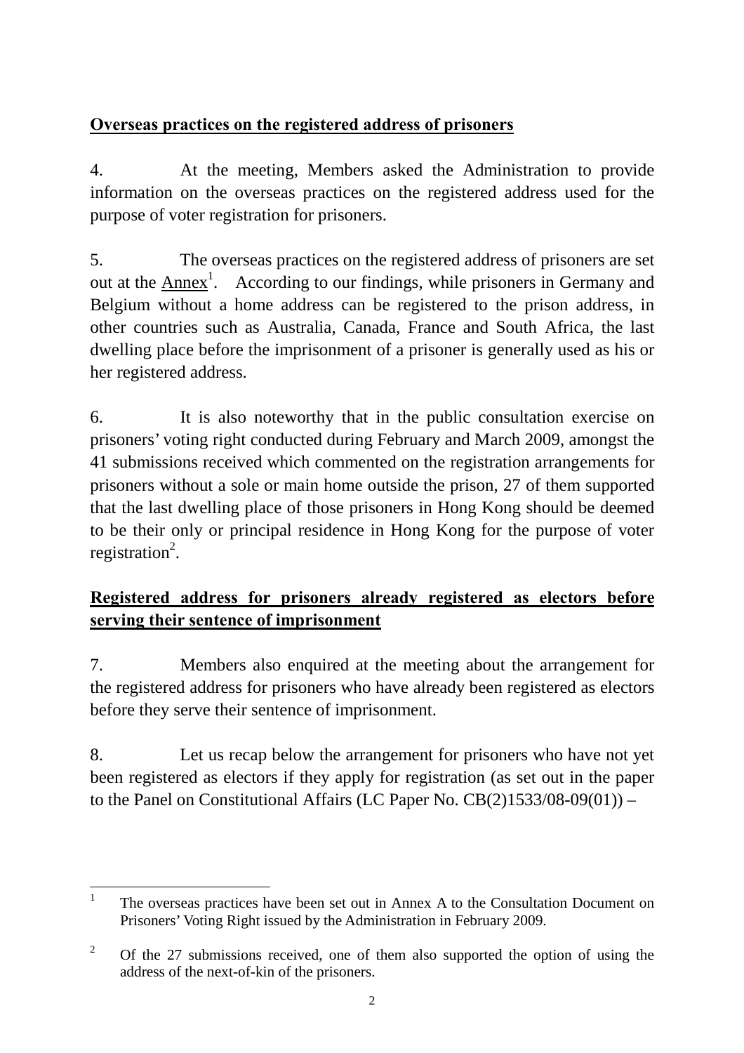**Overseas practices on the registered address of prisoners**

4. At the meeting, Members asked the Administration to provide information on the overseas practices on the registered address used for the purpose of voter registration for prisoners.

5. The overseas practices on the registered address of prisoners are set out at the Annex[1]. According to our findings, while prisoners in Germany and Belgium without a home address can be registered to the prison address, in other countries such as Australia, Canada, France and South Africa, the last dwelling place before the imprisonment of a prisoner is generally used as his or her registered address.

6. It is also noteworthy that in the public consultation exercise on prisoners' voting right conducted during February and March 2009, amongst the 41 submissions received which commented on the registration arrangements for prisoners without a sole or main home outside the prison, 27 of them supported that the last dwelling place of those prisoners in Hong Kong should be deemed to be their only or principal residence in Hong Kong for the purpose of voter registration[2].

**Registered address for prisoners already registered as electors before serving their sentence of imprisonment**

7. Members also enquired at the meeting about the arrangement for the registered address for prisoners who have already been registered as electors before they serve their sentence of imprisonment.

8. Let us recap below the arrangement for prisoners who have not yet been registered as electors if they apply for registration (as set out in the paper to the Panel on Constitutional Affairs (LC Paper No. CB(2)1533/08-09(01)) –

---

[1] The overseas practices have been set out in Annex A to the Consultation Document on Prisoners' Voting Right issued by the Administration in February 2009.

[2] Of the 27 submissions received, one of them also supported the option of using the address of the next-of-kin of the prisoners.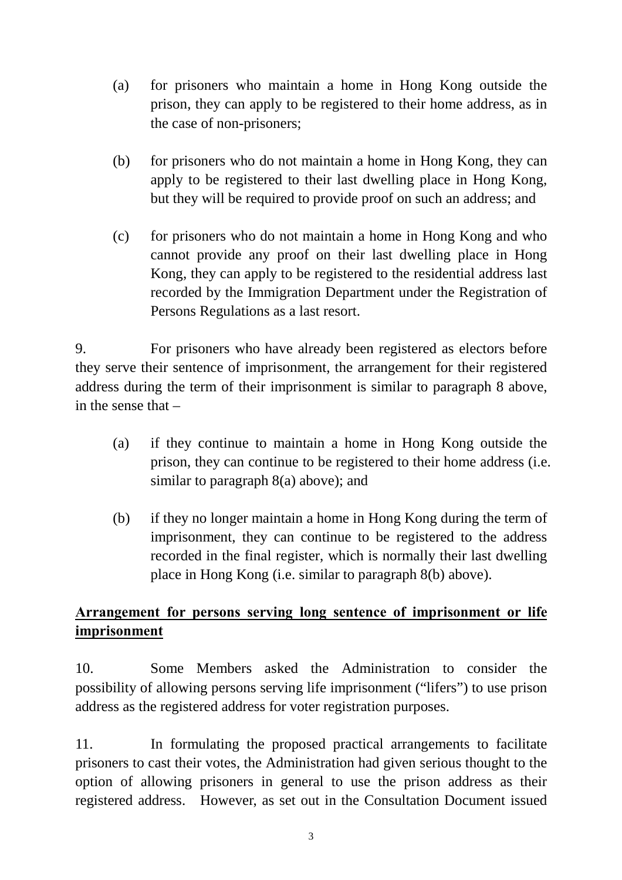(a) for prisoners who maintain a home in Hong Kong outside the prison, they can apply to be registered to their home address, as in the case of non-prisoners;

(b) for prisoners who do not maintain a home in Hong Kong, they can apply to be registered to their last dwelling place in Hong Kong, but they will be required to provide proof on such an address; and

(c) for prisoners who do not maintain a home in Hong Kong and who cannot provide any proof on their last dwelling place in Hong Kong, they can apply to be registered to the residential address last recorded by the Immigration Department under the Registration of Persons Regulations as a last resort.

9. For prisoners who have already been registered as electors before they serve their sentence of imprisonment, the arrangement for their registered address during the term of their imprisonment is similar to paragraph 8 above, in the sense that –

(a) if they continue to maintain a home in Hong Kong outside the prison, they can continue to be registered to their home address (i.e. similar to paragraph 8(a) above); and

(b) if they no longer maintain a home in Hong Kong during the term of imprisonment, they can continue to be registered to the address recorded in the final register, which is normally their last dwelling place in Hong Kong (i.e. similar to paragraph 8(b) above).

**<u>Arrangement for persons serving long sentence of imprisonment or life imprisonment</u>**

10. Some Members asked the Administration to consider the possibility of allowing persons serving life imprisonment ("lifers") to use prison address as the registered address for voter registration purposes.

11. In formulating the proposed practical arrangements to facilitate prisoners to cast their votes, the Administration had given serious thought to the option of allowing prisoners in general to use the prison address as their registered address. However, as set out in the Consultation Document issued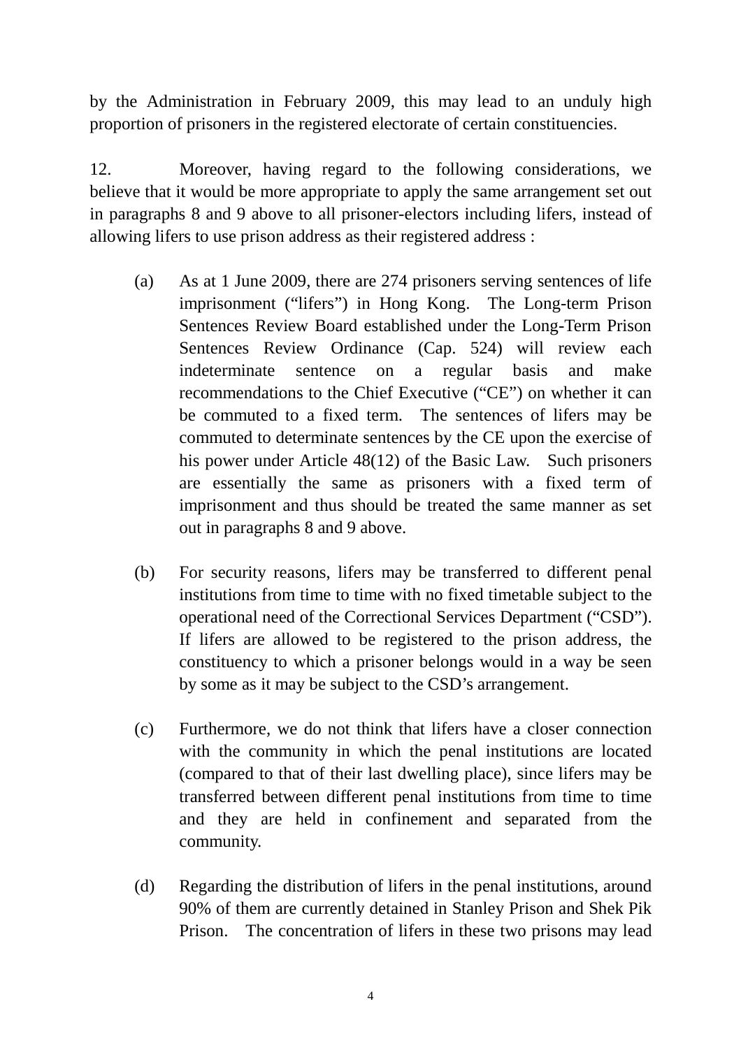by the Administration in February 2009, this may lead to an unduly high proportion of prisoners in the registered electorate of certain constituencies.

12. Moreover, having regard to the following considerations, we believe that it would be more appropriate to apply the same arrangement set out in paragraphs 8 and 9 above to all prisoner-electors including lifers, instead of allowing lifers to use prison address as their registered address :

(a) As at 1 June 2009, there are 274 prisoners serving sentences of life imprisonment ("lifers") in Hong Kong. The Long-term Prison Sentences Review Board established under the Long-Term Prison Sentences Review Ordinance (Cap. 524) will review each indeterminate sentence on a regular basis and make recommendations to the Chief Executive ("CE") on whether it can be commuted to a fixed term. The sentences of lifers may be commuted to determinate sentences by the CE upon the exercise of his power under Article 48(12) of the Basic Law. Such prisoners are essentially the same as prisoners with a fixed term of imprisonment and thus should be treated the same manner as set out in paragraphs 8 and 9 above.

(b) For security reasons, lifers may be transferred to different penal institutions from time to time with no fixed timetable subject to the operational need of the Correctional Services Department ("CSD"). If lifers are allowed to be registered to the prison address, the constituency to which a prisoner belongs would in a way be seen by some as it may be subject to the CSD's arrangement.

(c) Furthermore, we do not think that lifers have a closer connection with the community in which the penal institutions are located (compared to that of their last dwelling place), since lifers may be transferred between different penal institutions from time to time and they are held in confinement and separated from the community.

(d) Regarding the distribution of lifers in the penal institutions, around 90% of them are currently detained in Stanley Prison and Shek Pik Prison. The concentration of lifers in these two prisons may lead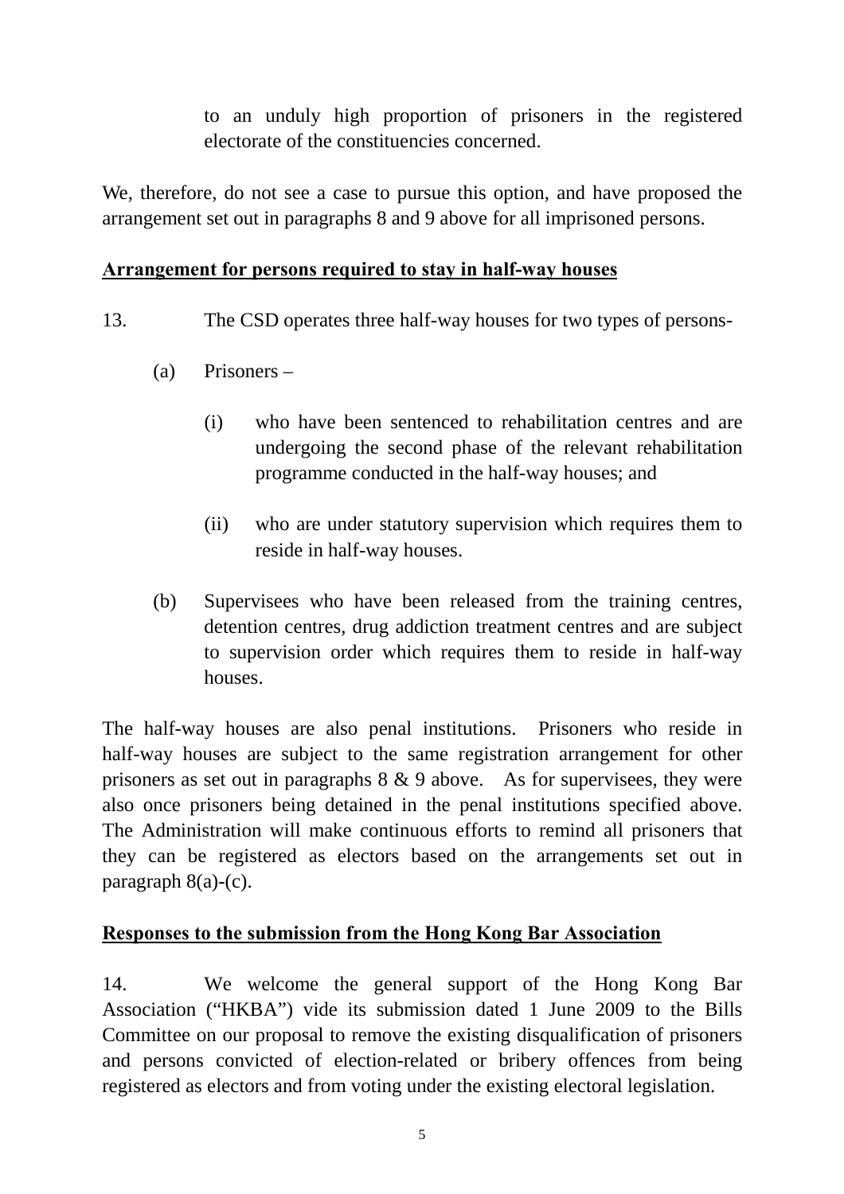to an unduly high proportion of prisoners in the registered electorate of the constituencies concerned.

We, therefore, do not see a case to pursue this option, and have proposed the arrangement set out in paragraphs 8 and 9 above for all imprisoned persons.

**Arrangement for persons required to stay in half-way houses**

13. The CSD operates three half-way houses for two types of persons-

(a) Prisoners –

(i) who have been sentenced to rehabilitation centres and are undergoing the second phase of the relevant rehabilitation programme conducted in the half-way houses; and

(ii) who are under statutory supervision which requires them to reside in half-way houses.

(b) Supervisees who have been released from the training centres, detention centres, drug addiction treatment centres and are subject to supervision order which requires them to reside in half-way houses.

The half-way houses are also penal institutions. Prisoners who reside in half-way houses are subject to the same registration arrangement for other prisoners as set out in paragraphs 8 & 9 above. As for supervisees, they were also once prisoners being detained in the penal institutions specified above. The Administration will make continuous efforts to remind all prisoners that they can be registered as electors based on the arrangements set out in paragraph 8(a)-(c).

**Responses to the submission from the Hong Kong Bar Association**

14. We welcome the general support of the Hong Kong Bar Association ("HKBA") vide its submission dated 1 June 2009 to the Bills Committee on our proposal to remove the existing disqualification of prisoners and persons convicted of election-related or bribery offences from being registered as electors and from voting under the existing electoral legislation.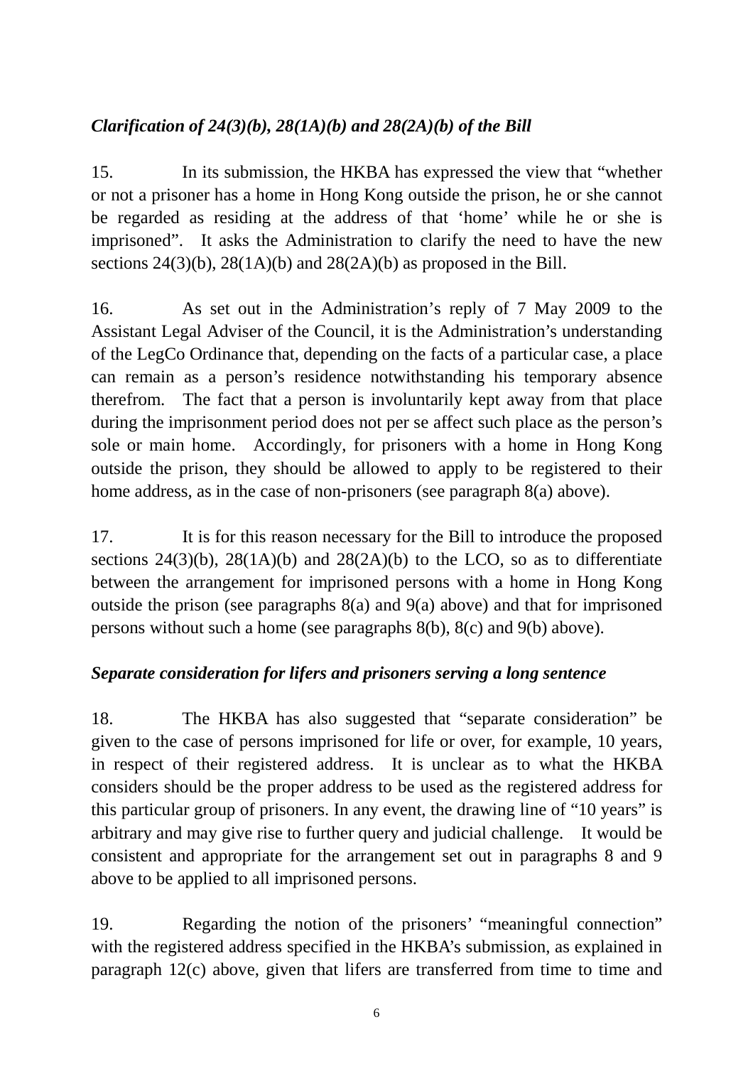*Clarification of 24(3)(b), 28(1A)(b) and 28(2A)(b) of the Bill*

15. In its submission, the HKBA has expressed the view that "whether or not a prisoner has a home in Hong Kong outside the prison, he or she cannot be regarded as residing at the address of that 'home' while he or she is imprisoned". It asks the Administration to clarify the need to have the new sections 24(3)(b), 28(1A)(b) and 28(2A)(b) as proposed in the Bill.

16. As set out in the Administration's reply of 7 May 2009 to the Assistant Legal Adviser of the Council, it is the Administration's understanding of the LegCo Ordinance that, depending on the facts of a particular case, a place can remain as a person's residence notwithstanding his temporary absence therefrom. The fact that a person is involuntarily kept away from that place during the imprisonment period does not per se affect such place as the person's sole or main home. Accordingly, for prisoners with a home in Hong Kong outside the prison, they should be allowed to apply to be registered to their home address, as in the case of non-prisoners (see paragraph 8(a) above).

17. It is for this reason necessary for the Bill to introduce the proposed sections 24(3)(b), 28(1A)(b) and 28(2A)(b) to the LCO, so as to differentiate between the arrangement for imprisoned persons with a home in Hong Kong outside the prison (see paragraphs 8(a) and 9(a) above) and that for imprisoned persons without such a home (see paragraphs 8(b), 8(c) and 9(b) above).

*Separate consideration for lifers and prisoners serving a long sentence*

18. The HKBA has also suggested that "separate consideration" be given to the case of persons imprisoned for life or over, for example, 10 years, in respect of their registered address. It is unclear as to what the HKBA considers should be the proper address to be used as the registered address for this particular group of prisoners. In any event, the drawing line of "10 years" is arbitrary and may give rise to further query and judicial challenge. It would be consistent and appropriate for the arrangement set out in paragraphs 8 and 9 above to be applied to all imprisoned persons.

19. Regarding the notion of the prisoners' "meaningful connection" with the registered address specified in the HKBA's submission, as explained in paragraph 12(c) above, given that lifers are transferred from time to time and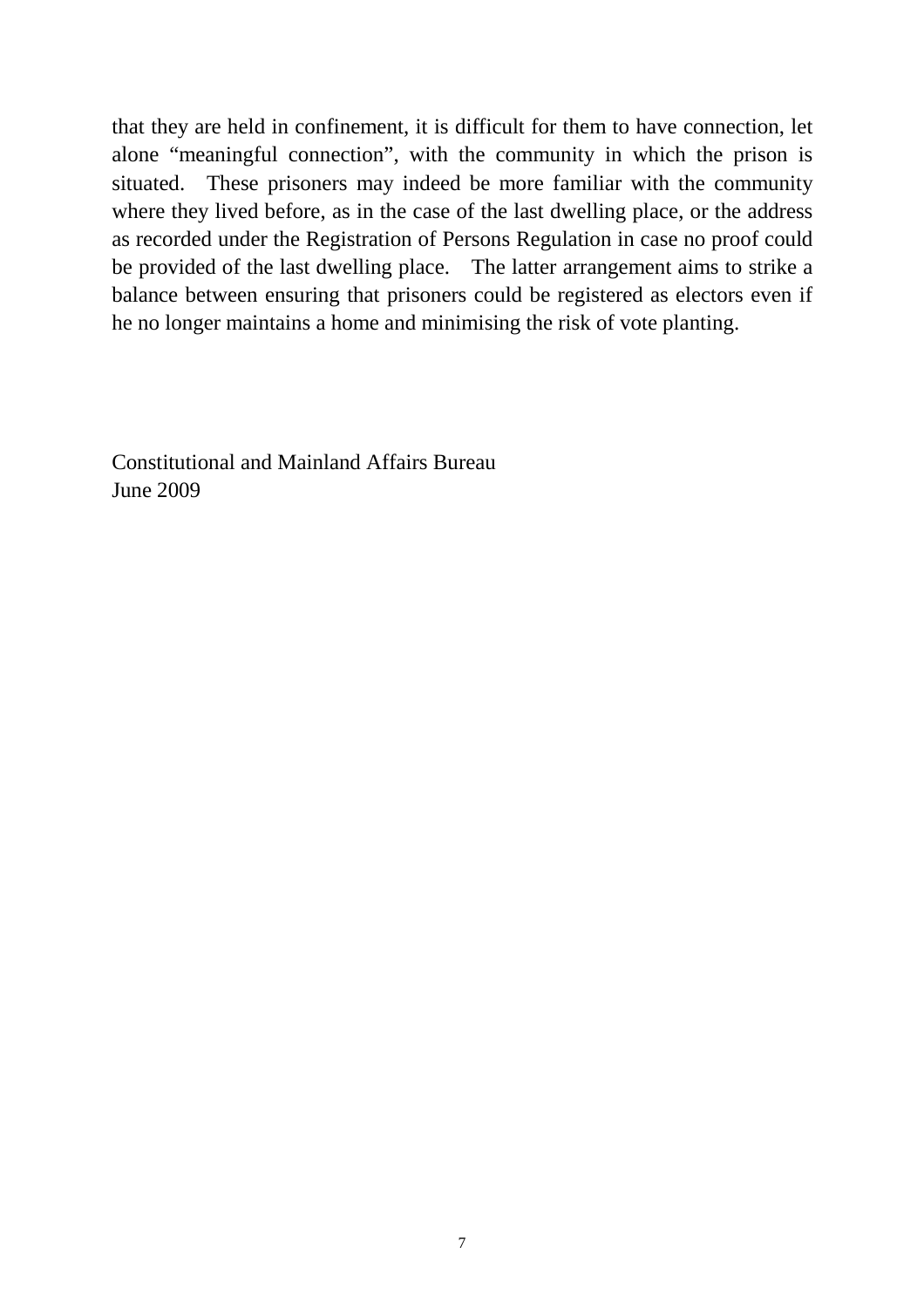that they are held in confinement, it is difficult for them to have connection, let alone "meaningful connection", with the community in which the prison is situated. These prisoners may indeed be more familiar with the community where they lived before, as in the case of the last dwelling place, or the address as recorded under the Registration of Persons Regulation in case no proof could be provided of the last dwelling place. The latter arrangement aims to strike a balance between ensuring that prisoners could be registered as electors even if he no longer maintains a home and minimising the risk of vote planting.

Constitutional and Mainland Affairs Bureau
June 2009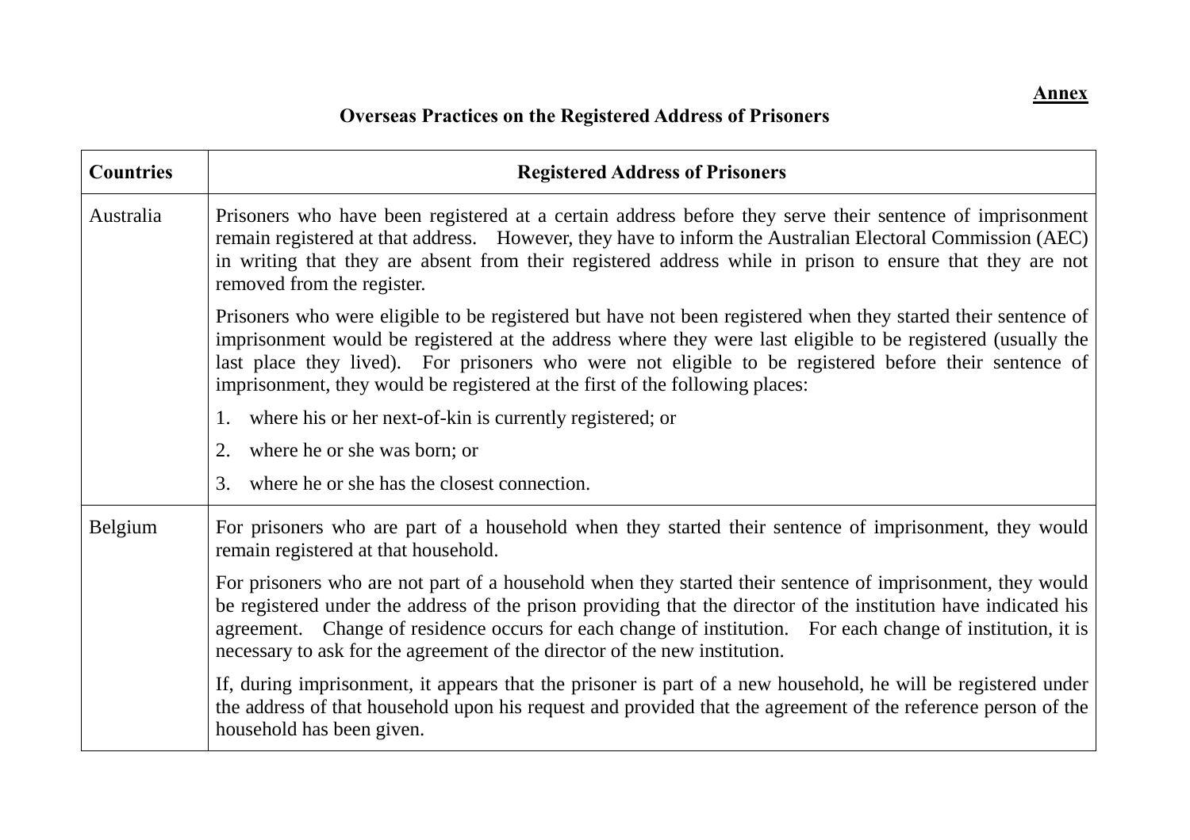**Annex**

## Overseas Practices on the Registered Address of Prisoners

| Countries | Registered Address of Prisoners |
|---|---|
| Australia | Prisoners who have been registered at a certain address before they serve their sentence of imprisonment remain registered at that address. However, they have to inform the Australian Electoral Commission (AEC) in writing that they are absent from their registered address while in prison to ensure that they are not removed from the register.<br><br>Prisoners who were eligible to be registered but have not been registered when they started their sentence of imprisonment would be registered at the address where they were last eligible to be registered (usually the last place they lived). For prisoners who were not eligible to be registered before their sentence of imprisonment, they would be registered at the first of the following places:<br><br>1. where his or her next-of-kin is currently registered; or<br>2. where he or she was born; or<br>3. where he or she has the closest connection. |
| Belgium | For prisoners who are part of a household when they started their sentence of imprisonment, they would remain registered at that household.<br><br>For prisoners who are not part of a household when they started their sentence of imprisonment, they would be registered under the address of the prison providing that the director of the institution have indicated his agreement. Change of residence occurs for each change of institution. For each change of institution, it is necessary to ask for the agreement of the director of the new institution.<br><br>If, during imprisonment, it appears that the prisoner is part of a new household, he will be registered under the address of that household upon his request and provided that the agreement of the reference person of the household has been given. |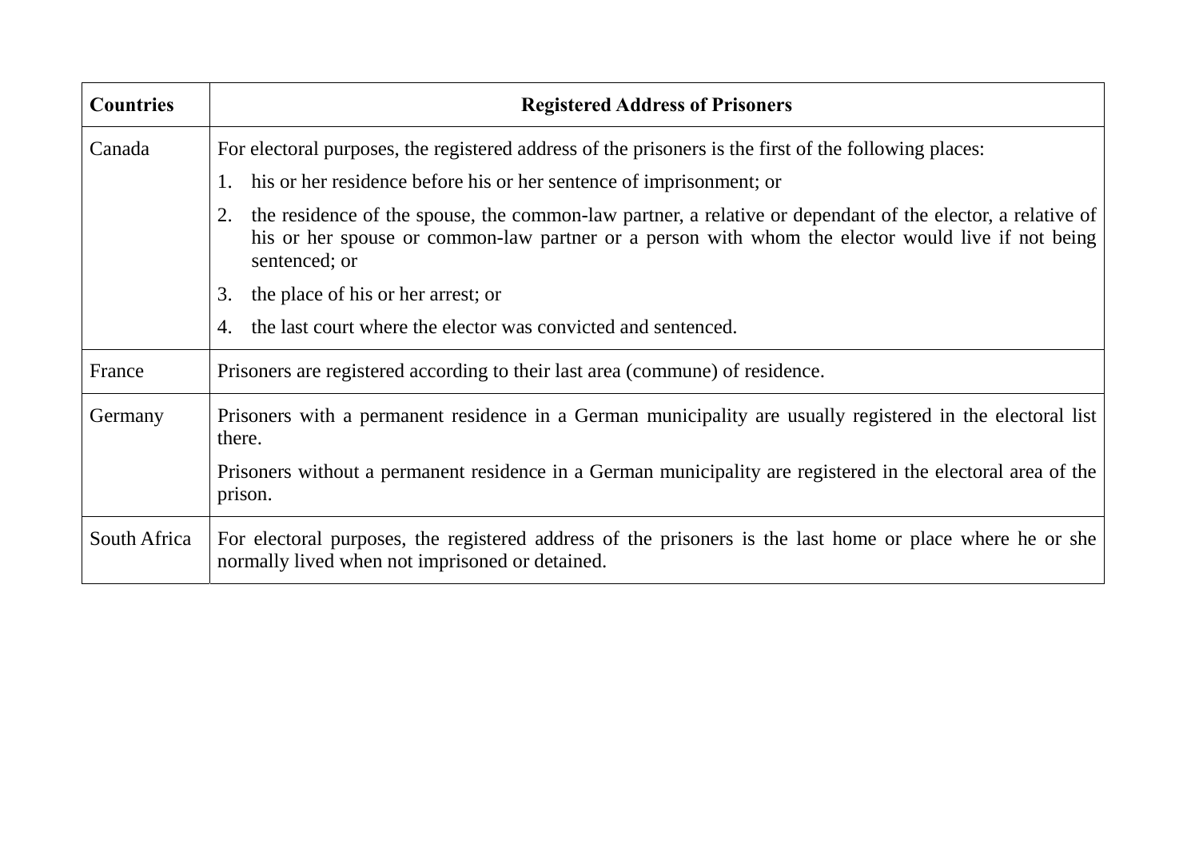| **Countries** | **Registered Address of Prisoners** |
| --- | --- |
| Canada | For electoral purposes, the registered address of the prisoners is the first of the following places:<br>1. his or her residence before his or her sentence of imprisonment; or<br>2. the residence of the spouse, the common-law partner, a relative or dependant of the elector, a relative of his or her spouse or common-law partner or a person with whom the elector would live if not being sentenced; or<br>3. the place of his or her arrest; or<br>4. the last court where the elector was convicted and sentenced. |
| France | Prisoners are registered according to their last area (commune) of residence. |
| Germany | Prisoners with a permanent residence in a German municipality are usually registered in the electoral list there.<br>Prisoners without a permanent residence in a German municipality are registered in the electoral area of the prison. |
| South Africa | For electoral purposes, the registered address of the prisoners is the last home or place where he or she normally lived when not imprisoned or detained. |